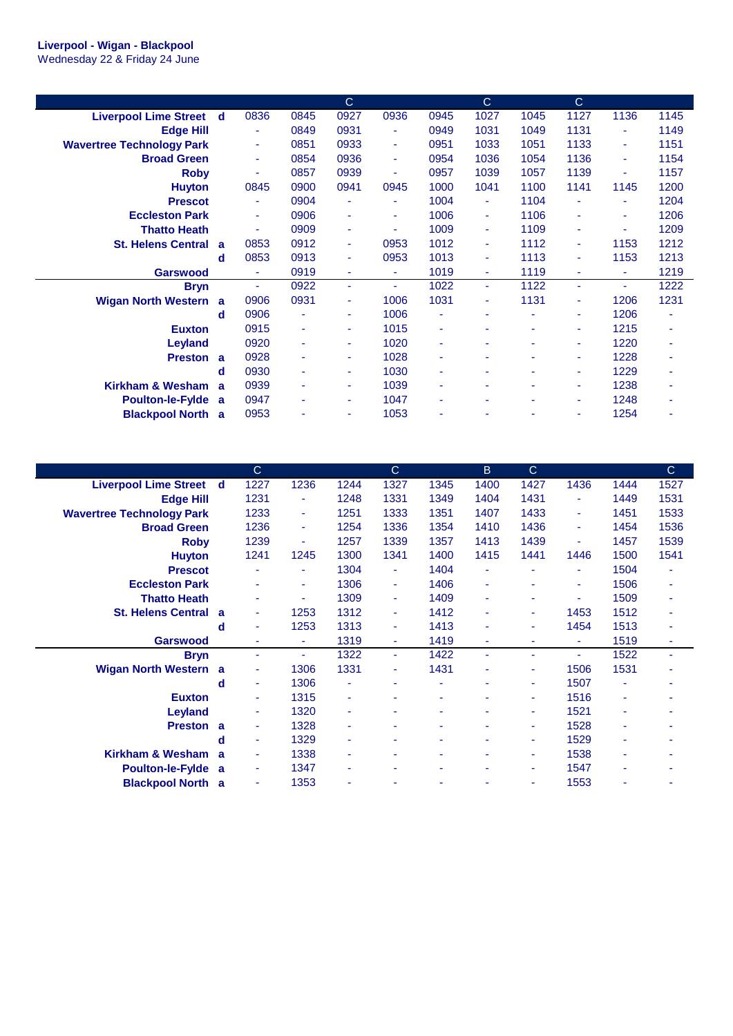**Liverpool - Wigan - Blackpool**
Wednesday 22 & Friday 24 June

| | | | | C | | | C | | C | | |
|---|---|---|---|---|---|---|---|---|---|---|---|
| **Liverpool Lime Street** | **d** | 0836 | 0845 | 0927 | 0936 | 0945 | 1027 | 1045 | 1127 | 1136 | 1145 |
| **Edge Hill** | | - | 0849 | 0931 | - | 0949 | 1031 | 1049 | 1131 | - | 1149 |
| **Wavertree Technology Park** | | - | 0851 | 0933 | - | 0951 | 1033 | 1051 | 1133 | - | 1151 |
| **Broad Green** | | - | 0854 | 0936 | - | 0954 | 1036 | 1054 | 1136 | - | 1154 |
| **Roby** | | - | 0857 | 0939 | - | 0957 | 1039 | 1057 | 1139 | - | 1157 |
| **Huyton** | | 0845 | 0900 | 0941 | 0945 | 1000 | 1041 | 1100 | 1141 | 1145 | 1200 |
| **Prescot** | | - | 0904 | - | - | 1004 | - | 1104 | - | - | 1204 |
| **Eccleston Park** | | - | 0906 | - | - | 1006 | - | 1106 | - | - | 1206 |
| **Thatto Heath** | | - | 0909 | - | - | 1009 | - | 1109 | - | - | 1209 |
| **St. Helens Central** | **a** | 0853 | 0912 | - | 0953 | 1012 | - | 1112 | - | 1153 | 1212 |
| | **d** | 0853 | 0913 | - | 0953 | 1013 | - | 1113 | - | 1153 | 1213 |
| **Garswood** | | - | 0919 | - | - | 1019 | - | 1119 | - | - | 1219 |
| **Bryn** | | - | 0922 | - | - | 1022 | - | 1122 | - | - | 1222 |
| **Wigan North Western** | **a** | 0906 | 0931 | - | 1006 | 1031 | - | 1131 | - | 1206 | 1231 |
| | **d** | 0906 | - | - | 1006 | - | - | - | - | 1206 | - |
| **Euxton** | | 0915 | - | - | 1015 | - | - | - | - | 1215 | - |
| **Leyland** | | 0920 | - | - | 1020 | - | - | - | - | 1220 | - |
| **Preston** | **a** | 0928 | - | - | 1028 | - | - | - | - | 1228 | - |
| | **d** | 0930 | - | - | 1030 | - | - | - | - | 1229 | - |
| **Kirkham & Wesham** | **a** | 0939 | - | - | 1039 | - | - | - | - | 1238 | - |
| **Poulton-le-Fylde** | **a** | 0947 | - | - | 1047 | - | - | - | - | 1248 | - |
| **Blackpool North** | **a** | 0953 | - | - | 1053 | - | - | - | - | 1254 | - |

| | | C | | | C | | B | C | | | C |
|---|---|---|---|---|---|---|---|---|---|---|---|
| **Liverpool Lime Street** | **d** | 1227 | 1236 | 1244 | 1327 | 1345 | 1400 | 1427 | 1436 | 1444 | 1527 |
| **Edge Hill** | | 1231 | - | 1248 | 1331 | 1349 | 1404 | 1431 | - | 1449 | 1531 |
| **Wavertree Technology Park** | | 1233 | - | 1251 | 1333 | 1351 | 1407 | 1433 | - | 1451 | 1533 |
| **Broad Green** | | 1236 | - | 1254 | 1336 | 1354 | 1410 | 1436 | - | 1454 | 1536 |
| **Roby** | | 1239 | - | 1257 | 1339 | 1357 | 1413 | 1439 | - | 1457 | 1539 |
| **Huyton** | | 1241 | 1245 | 1300 | 1341 | 1400 | 1415 | 1441 | 1446 | 1500 | 1541 |
| **Prescot** | | - | - | 1304 | - | 1404 | - | - | - | 1504 | - |
| **Eccleston Park** | | - | - | 1306 | - | 1406 | - | - | - | 1506 | - |
| **Thatto Heath** | | - | - | 1309 | - | 1409 | - | - | - | 1509 | - |
| **St. Helens Central** | **a** | - | 1253 | 1312 | - | 1412 | - | - | 1453 | 1512 | - |
| | **d** | - | 1253 | 1313 | - | 1413 | - | - | 1454 | 1513 | - |
| **Garswood** | | - | - | 1319 | - | 1419 | - | - | - | 1519 | - |
| **Bryn** | | - | - | 1322 | - | 1422 | - | - | - | 1522 | - |
| **Wigan North Western** | **a** | - | 1306 | 1331 | - | 1431 | - | - | 1506 | 1531 | - |
| | **d** | - | 1306 | - | - | - | - | - | 1507 | - | - |
| **Euxton** | | - | 1315 | - | - | - | - | - | 1516 | - | - |
| **Leyland** | | - | 1320 | - | - | - | - | - | 1521 | - | - |
| **Preston** | **a** | - | 1328 | - | - | - | - | - | 1528 | - | - |
| | **d** | - | 1329 | - | - | - | - | - | 1529 | - | - |
| **Kirkham & Wesham** | **a** | - | 1338 | - | - | - | - | - | 1538 | - | - |
| **Poulton-le-Fylde** | **a** | - | 1347 | - | - | - | - | - | 1547 | - | - |
| **Blackpool North** | **a** | - | 1353 | - | - | - | - | - | 1553 | - | - |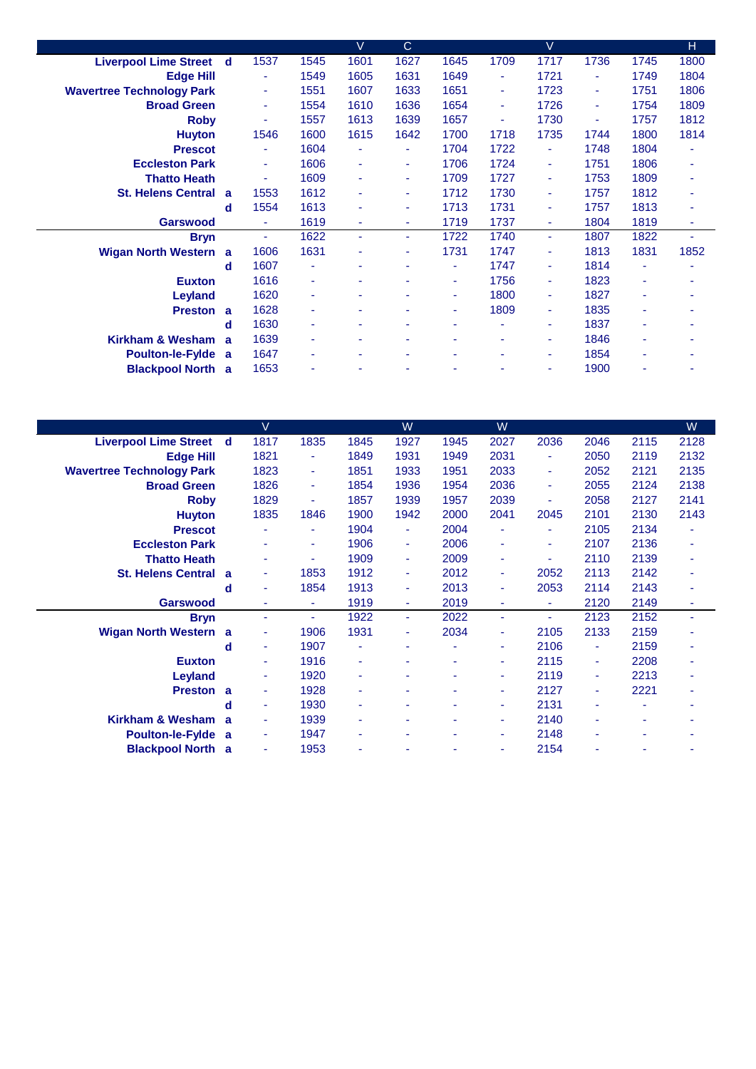| | | | V | C | | | V | | | H |
|---|---|---|---|---|---|---|---|---|---|---|
| **Liverpool Lime Street d** | 1537 | 1545 | 1601 | 1627 | 1645 | 1709 | 1717 | 1736 | 1745 | 1800 |
| **Edge Hill** | - | 1549 | 1605 | 1631 | 1649 | - | 1721 | - | 1749 | 1804 |
| **Wavertree Technology Park** | - | 1551 | 1607 | 1633 | 1651 | - | 1723 | - | 1751 | 1806 |
| **Broad Green** | - | 1554 | 1610 | 1636 | 1654 | - | 1726 | - | 1754 | 1809 |
| **Roby** | - | 1557 | 1613 | 1639 | 1657 | - | 1730 | - | 1757 | 1812 |
| **Huyton** | 1546 | 1600 | 1615 | 1642 | 1700 | 1718 | 1735 | 1744 | 1800 | 1814 |
| **Prescot** | - | 1604 | - | - | 1704 | 1722 | - | 1748 | 1804 | - |
| **Eccleston Park** | - | 1606 | - | - | 1706 | 1724 | - | 1751 | 1806 | - |
| **Thatto Heath** | - | 1609 | - | - | 1709 | 1727 | - | 1753 | 1809 | - |
| **St. Helens Central a** | 1553 | 1612 | - | - | 1712 | 1730 | - | 1757 | 1812 | - |
| **d** | 1554 | 1613 | - | - | 1713 | 1731 | - | 1757 | 1813 | - |
| **Garswood** | - | 1619 | - | - | 1719 | 1737 | - | 1804 | 1819 | - |
| **Bryn** | - | 1622 | - | - | 1722 | 1740 | - | 1807 | 1822 | - |
| **Wigan North Western a** | 1606 | 1631 | - | - | 1731 | 1747 | - | 1813 | 1831 | 1852 |
| **d** | 1607 | - | - | - | - | 1747 | - | 1814 | - | - |
| **Euxton** | 1616 | - | - | - | - | 1756 | - | 1823 | - | - |
| **Leyland** | 1620 | - | - | - | - | 1800 | - | 1827 | - | - |
| **Preston a** | 1628 | - | - | - | - | 1809 | - | 1835 | - | - |
| **d** | 1630 | - | - | - | - | - | - | 1837 | - | - |
| **Kirkham & Wesham a** | 1639 | - | - | - | - | - | - | 1846 | - | - |
| **Poulton-le-Fylde a** | 1647 | - | - | - | - | - | - | 1854 | - | - |
| **Blackpool North a** | 1653 | - | - | - | - | - | - | 1900 | - | - |

| | V | | | W | | W | | | | W |
|---|---|---|---|---|---|---|---|---|---|---|
| **Liverpool Lime Street d** | 1817 | 1835 | 1845 | 1927 | 1945 | 2027 | 2036 | 2046 | 2115 | 2128 |
| **Edge Hill** | 1821 | - | 1849 | 1931 | 1949 | 2031 | - | 2050 | 2119 | 2132 |
| **Wavertree Technology Park** | 1823 | - | 1851 | 1933 | 1951 | 2033 | - | 2052 | 2121 | 2135 |
| **Broad Green** | 1826 | - | 1854 | 1936 | 1954 | 2036 | - | 2055 | 2124 | 2138 |
| **Roby** | 1829 | - | 1857 | 1939 | 1957 | 2039 | - | 2058 | 2127 | 2141 |
| **Huyton** | 1835 | 1846 | 1900 | 1942 | 2000 | 2041 | 2045 | 2101 | 2130 | 2143 |
| **Prescot** | - | - | 1904 | - | 2004 | - | - | 2105 | 2134 | - |
| **Eccleston Park** | - | - | 1906 | - | 2006 | - | - | 2107 | 2136 | - |
| **Thatto Heath** | - | - | 1909 | - | 2009 | - | - | 2110 | 2139 | - |
| **St. Helens Central a** | - | 1853 | 1912 | - | 2012 | - | 2052 | 2113 | 2142 | - |
| **d** | - | 1854 | 1913 | - | 2013 | - | 2053 | 2114 | 2143 | - |
| **Garswood** | - | - | 1919 | - | 2019 | - | - | 2120 | 2149 | - |
| **Bryn** | - | - | 1922 | - | 2022 | - | - | 2123 | 2152 | - |
| **Wigan North Western a** | - | 1906 | 1931 | - | 2034 | - | 2105 | 2133 | 2159 | - |
| **d** | - | 1907 | - | - | - | - | 2106 | - | 2159 | - |
| **Euxton** | - | 1916 | - | - | - | - | 2115 | - | 2208 | - |
| **Leyland** | - | 1920 | - | - | - | - | 2119 | - | 2213 | - |
| **Preston a** | - | 1928 | - | - | - | - | 2127 | - | 2221 | - |
| **d** | - | 1930 | - | - | - | - | 2131 | - | - | - |
| **Kirkham & Wesham a** | - | 1939 | - | - | - | - | 2140 | - | - | - |
| **Poulton-le-Fylde a** | - | 1947 | - | - | - | - | 2148 | - | - | - |
| **Blackpool North a** | - | 1953 | - | - | - | - | 2154 | - | - | - |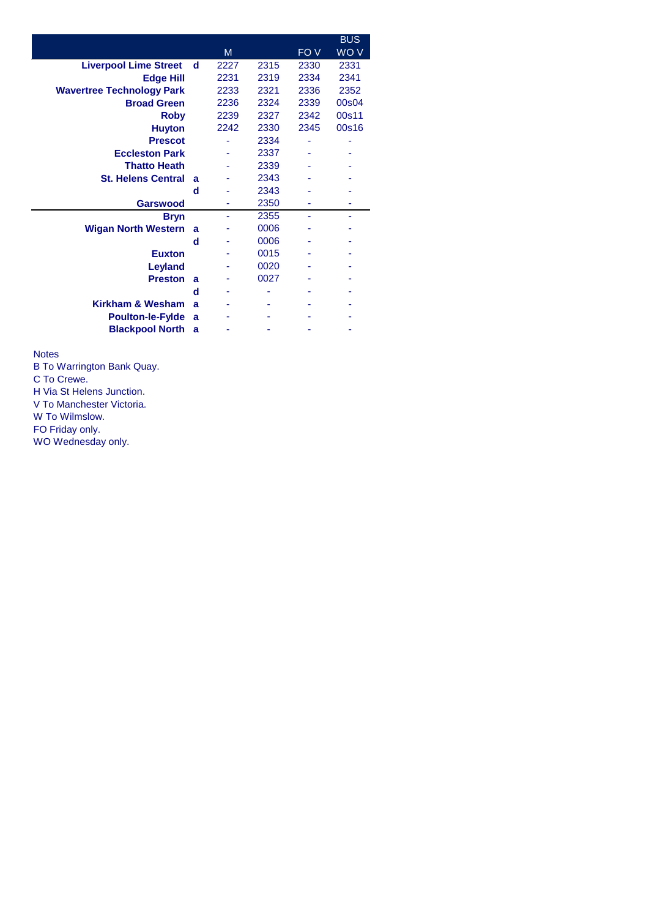| | | | | | BUS |
|---|---|---|---|---|---|
| | | M | | FO V | WO V |
| **Liverpool Lime Street** | **d** | 2227 | 2315 | 2330 | 2331 |
| **Edge Hill** | | 2231 | 2319 | 2334 | 2341 |
| **Wavertree Technology Park** | | 2233 | 2321 | 2336 | 2352 |
| **Broad Green** | | 2236 | 2324 | 2339 | 00s04 |
| **Roby** | | 2239 | 2327 | 2342 | 00s11 |
| **Huyton** | | 2242 | 2330 | 2345 | 00s16 |
| **Prescot** | | - | 2334 | - | - |
| **Eccleston Park** | | - | 2337 | - | - |
| **Thatto Heath** | | - | 2339 | - | - |
| **St. Helens Central** | **a** | - | 2343 | - | - |
| | **d** | - | 2343 | - | - |
| **Garswood** | | - | 2350 | - | - |
| **Bryn** | | - | 2355 | - | - |
| **Wigan North Western** | **a** | - | 0006 | - | - |
| | **d** | - | 0006 | - | - |
| **Euxton** | | - | 0015 | - | - |
| **Leyland** | | - | 0020 | - | - |
| **Preston** | **a** | - | 0027 | - | - |
| | **d** | - | - | - | - |
| **Kirkham & Wesham** | **a** | - | - | - | - |
| **Poulton-le-Fylde** | **a** | - | - | - | - |
| **Blackpool North** | **a** | - | - | - | - |

Notes

B To Warrington Bank Quay.

C To Crewe.

H Via St Helens Junction.

V To Manchester Victoria.

W To Wilmslow.

FO Friday only.

WO Wednesday only.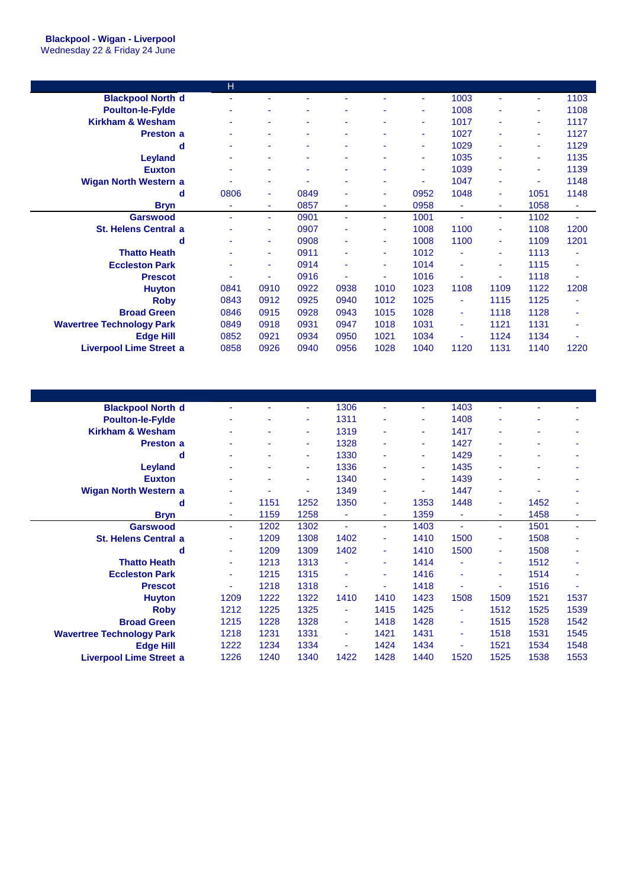**Blackpool - Wigan - Liverpool**
Wednesday 22 & Friday 24 June

| | | H | | | | | | | | | |
|---|---|---|---|---|---|---|---|---|---|---|---|
| **Blackpool North** | **d** | - | - | - | - | - | - | 1003 | - | - | 1103 |
| **Poulton-le-Fylde** | | - | - | - | - | - | - | 1008 | - | - | 1108 |
| **Kirkham & Wesham** | | - | - | - | - | - | - | 1017 | - | - | 1117 |
| **Preston** | **a** | - | - | - | - | - | - | 1027 | - | - | 1127 |
| | **d** | - | - | - | - | - | - | 1029 | - | - | 1129 |
| **Leyland** | | - | - | - | - | - | - | 1035 | - | - | 1135 |
| **Euxton** | | - | - | - | - | - | - | 1039 | - | - | 1139 |
| **Wigan North Western** | **a** | - | - | - | - | - | - | 1047 | - | - | 1148 |
| | **d** | 0806 | - | 0849 | - | - | 0952 | 1048 | - | 1051 | 1148 |
| **Bryn** | | - | - | 0857 | - | - | 0958 | - | - | 1058 | - |
| **Garswood** | | - | - | 0901 | - | - | 1001 | - | - | 1102 | - |
| **St. Helens Central** | **a** | - | - | 0907 | - | - | 1008 | 1100 | - | 1108 | 1200 |
| | **d** | - | - | 0908 | - | - | 1008 | 1100 | - | 1109 | 1201 |
| **Thatto Heath** | | - | - | 0911 | - | - | 1012 | - | - | 1113 | - |
| **Eccleston Park** | | - | - | 0914 | - | - | 1014 | - | - | 1115 | - |
| **Prescot** | | - | - | 0916 | - | - | 1016 | - | - | 1118 | - |
| **Huyton** | | 0841 | 0910 | 0922 | 0938 | 1010 | 1023 | 1108 | 1109 | 1122 | 1208 |
| **Roby** | | 0843 | 0912 | 0925 | 0940 | 1012 | 1025 | - | 1115 | 1125 | - |
| **Broad Green** | | 0846 | 0915 | 0928 | 0943 | 1015 | 1028 | - | 1118 | 1128 | - |
| **Wavertree Technology Park** | | 0849 | 0918 | 0931 | 0947 | 1018 | 1031 | - | 1121 | 1131 | - |
| **Edge Hill** | | 0852 | 0921 | 0934 | 0950 | 1021 | 1034 | - | 1124 | 1134 | - |
| **Liverpool Lime Street** | **a** | 0858 | 0926 | 0940 | 0956 | 1028 | 1040 | 1120 | 1131 | 1140 | 1220 |

| | | | | | | | | | | | |
|---|---|---|---|---|---|---|---|---|---|---|---|
| **Blackpool North** | **d** | - | - | - | 1306 | - | - | 1403 | - | - | - |
| **Poulton-le-Fylde** | | - | - | - | 1311 | - | - | 1408 | - | - | - |
| **Kirkham & Wesham** | | - | - | - | 1319 | - | - | 1417 | - | - | - |
| **Preston** | **a** | - | - | - | 1328 | - | - | 1427 | - | - | - |
| | **d** | - | - | - | 1330 | - | - | 1429 | - | - | - |
| **Leyland** | | - | - | - | 1336 | - | - | 1435 | - | - | - |
| **Euxton** | | - | - | - | 1340 | - | - | 1439 | - | - | - |
| **Wigan North Western** | **a** | - | - | - | 1349 | - | - | 1447 | - | - | - |
| | **d** | - | 1151 | 1252 | 1350 | - | 1353 | 1448 | - | 1452 | - |
| **Bryn** | | - | 1159 | 1258 | 1359 | - | 1359 | - | - | 1458 | - |
| **Garswood** | | - | 1202 | 1302 | - | - | 1403 | - | - | 1501 | - |
| **St. Helens Central** | **a** | - | 1209 | 1308 | 1402 | - | 1410 | 1500 | - | 1508 | - |
| | **d** | - | 1209 | 1309 | 1402 | - | 1410 | 1500 | - | 1508 | - |
| **Thatto Heath** | | - | 1213 | 1313 | - | - | 1414 | - | - | 1512 | - |
| **Eccleston Park** | | - | 1215 | 1315 | - | - | 1416 | - | - | 1514 | - |
| **Prescot** | | - | 1218 | 1318 | - | - | 1418 | - | - | 1516 | - |
| **Huyton** | | 1209 | 1222 | 1322 | 1410 | 1410 | 1423 | 1508 | 1509 | 1521 | 1537 |
| **Roby** | | 1212 | 1225 | 1325 | - | 1415 | 1425 | - | 1512 | 1525 | 1539 |
| **Broad Green** | | 1215 | 1228 | 1328 | - | 1418 | 1428 | - | 1515 | 1528 | 1542 |
| **Wavertree Technology Park** | | 1218 | 1231 | 1331 | - | 1421 | 1431 | - | 1518 | 1531 | 1545 |
| **Edge Hill** | | 1222 | 1234 | 1334 | - | 1424 | 1434 | - | 1521 | 1534 | 1548 |
| **Liverpool Lime Street** | **a** | 1226 | 1240 | 1340 | 1422 | 1428 | 1440 | 1520 | 1525 | 1538 | 1553 |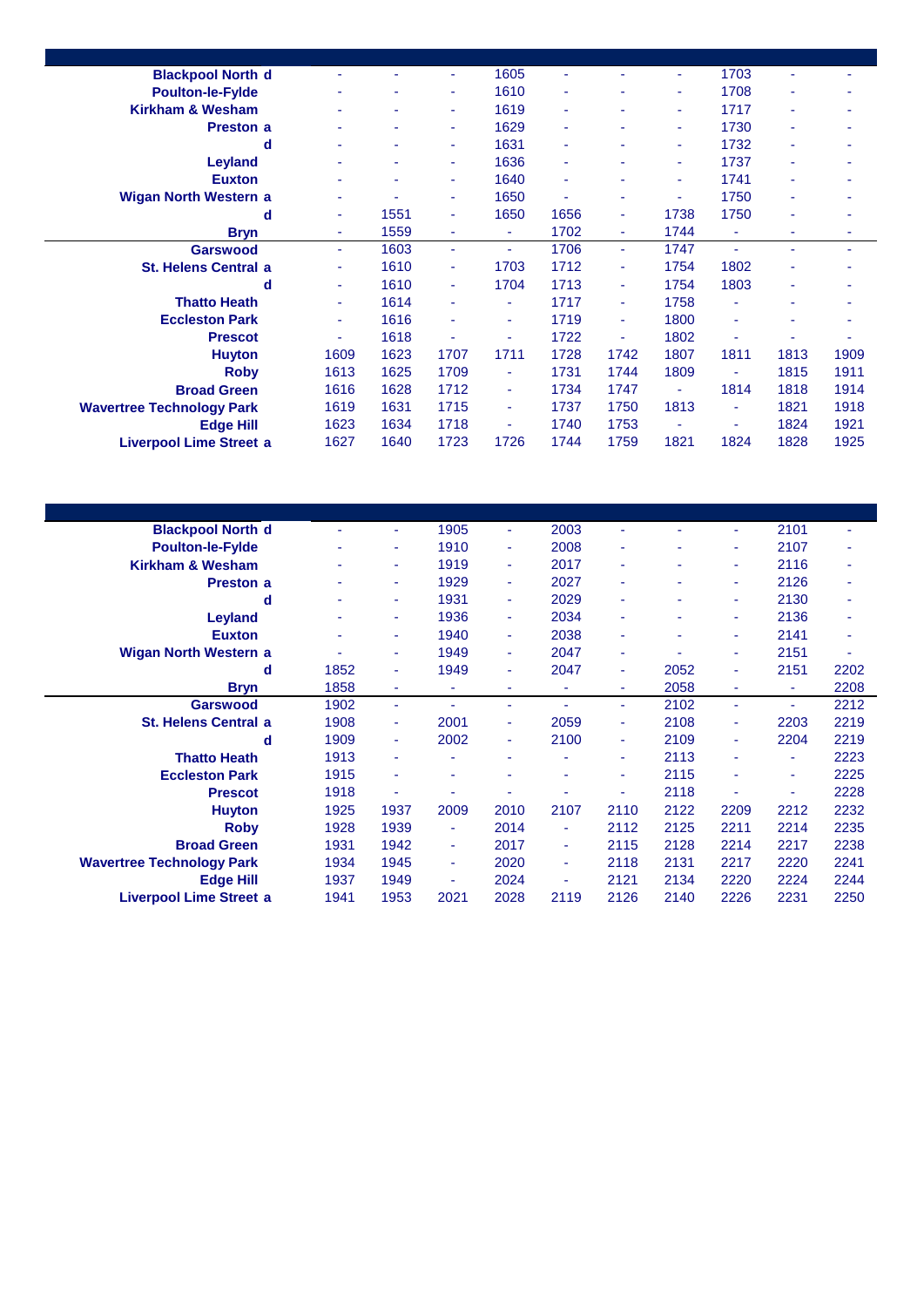| Station | | | | | | | | | | | |
|---|---|---|---|---|---|---|---|---|---|---|---|
| Blackpool North | d | - | - | - | 1605 | - | - | - | 1703 | - | - |
| Poulton-le-Fylde | | - | - | - | 1610 | - | - | - | 1708 | - | - |
| Kirkham & Wesham | | - | - | - | 1619 | - | - | - | 1717 | - | - |
| Preston | a | - | - | - | 1629 | - | - | - | 1730 | - | - |
| | d | - | - | - | 1631 | - | - | - | 1732 | - | - |
| Leyland | | - | - | - | 1636 | - | - | - | 1737 | - | - |
| Euxton | | - | - | - | 1640 | - | - | - | 1741 | - | - |
| Wigan North Western | a | - | - | - | 1650 | - | - | - | 1750 | - | - |
| | d | - | 1551 | - | 1650 | 1656 | - | 1738 | 1750 | - | - |
| Bryn | | - | 1559 | - | - | 1702 | - | 1744 | - | - | - |
| Garswood | | - | 1603 | - | - | 1706 | - | 1747 | - | - | - |
| St. Helens Central | a | - | 1610 | - | 1703 | 1712 | - | 1754 | 1802 | - | - |
| | d | - | 1610 | - | 1704 | 1713 | - | 1754 | 1803 | - | - |
| Thatto Heath | | - | 1614 | - | - | 1717 | - | 1758 | - | - | - |
| Eccleston Park | | - | 1616 | - | - | 1719 | - | 1800 | - | - | - |
| Prescot | | - | 1618 | - | - | 1722 | - | 1802 | - | - | - |
| Huyton | | 1609 | 1623 | 1707 | 1711 | 1728 | 1742 | 1807 | 1811 | 1813 | 1909 |
| Roby | | 1613 | 1625 | 1709 | - | 1731 | 1744 | 1809 | - | 1815 | 1911 |
| Broad Green | | 1616 | 1628 | 1712 | - | 1734 | 1747 | - | 1814 | 1818 | 1914 |
| Wavertree Technology Park | | 1619 | 1631 | 1715 | - | 1737 | 1750 | 1813 | - | 1821 | 1918 |
| Edge Hill | | 1623 | 1634 | 1718 | - | 1740 | 1753 | - | - | 1824 | 1921 |
| Liverpool Lime Street | a | 1627 | 1640 | 1723 | 1726 | 1744 | 1759 | 1821 | 1824 | 1828 | 1925 |

| Station | | | | | | | | | | | |
|---|---|---|---|---|---|---|---|---|---|---|---|
| Blackpool North | d | - | - | 1905 | - | 2003 | - | - | - | 2101 | - |
| Poulton-le-Fylde | | - | - | 1910 | - | 2008 | - | - | - | 2107 | - |
| Kirkham & Wesham | | - | - | 1919 | - | 2017 | - | - | - | 2116 | - |
| Preston | a | - | - | 1929 | - | 2027 | - | - | - | 2126 | - |
| | d | - | - | 1931 | - | 2029 | - | - | - | 2130 | - |
| Leyland | | - | - | 1936 | - | 2034 | - | - | - | 2136 | - |
| Euxton | | - | - | 1940 | - | 2038 | - | - | - | 2141 | - |
| Wigan North Western | a | - | - | 1949 | - | 2047 | - | - | - | 2151 | - |
| | d | 1852 | - | 1949 | - | 2047 | - | 2052 | - | 2151 | 2202 |
| Bryn | | 1858 | - | - | - | - | - | 2058 | - | - | 2208 |
| Garswood | | 1902 | - | - | - | - | - | 2102 | - | - | 2212 |
| St. Helens Central | a | 1908 | - | 2001 | - | 2059 | - | 2108 | - | 2203 | 2219 |
| | d | 1909 | - | 2002 | - | 2100 | - | 2109 | - | 2204 | 2219 |
| Thatto Heath | | 1913 | - | - | - | - | - | 2113 | - | - | 2223 |
| Eccleston Park | | 1915 | - | - | - | - | - | 2115 | - | - | 2225 |
| Prescot | | 1918 | - | - | - | - | - | 2118 | - | - | 2228 |
| Huyton | | 1925 | 1937 | 2009 | 2010 | 2107 | 2110 | 2122 | 2209 | 2212 | 2232 |
| Roby | | 1928 | 1939 | - | 2014 | - | 2112 | 2125 | 2211 | 2214 | 2235 |
| Broad Green | | 1931 | 1942 | - | 2017 | - | 2115 | 2128 | 2214 | 2217 | 2238 |
| Wavertree Technology Park | | 1934 | 1945 | - | 2020 | - | 2118 | 2131 | 2217 | 2220 | 2241 |
| Edge Hill | | 1937 | 1949 | - | 2024 | - | 2121 | 2134 | 2220 | 2224 | 2244 |
| Liverpool Lime Street | a | 1941 | 1953 | 2021 | 2028 | 2119 | 2126 | 2140 | 2226 | 2231 | 2250 |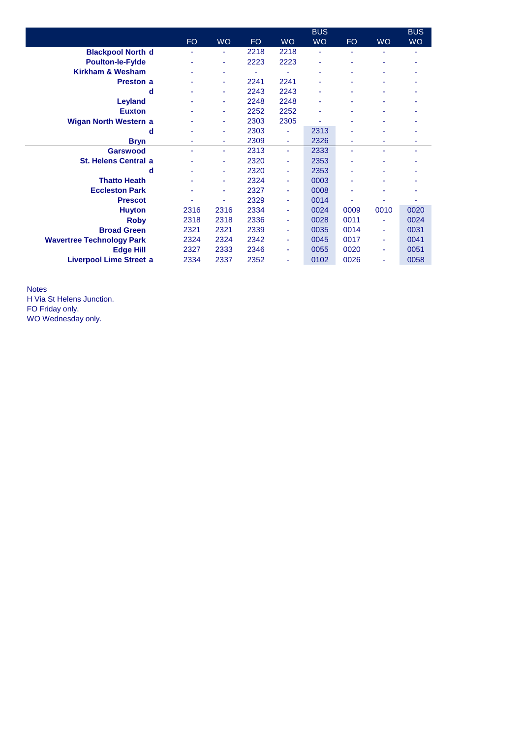| | | | | | | | | | |
|---|---|---|---|---|---|---|---|---|---|
| | | | | | | BUS | | | BUS |
| | | FO | WO | FO | WO | WO | FO | WO | WO |
| Blackpool North | d | - | - | 2218 | 2218 | - | - | - | - |
| Poulton-le-Fylde | | - | - | 2223 | 2223 | - | - | - | - |
| Kirkham & Wesham | | - | - | - | - | - | - | - | - |
| Preston | a | - | - | 2241 | 2241 | - | - | - | - |
| | d | - | - | 2243 | 2243 | - | - | - | - |
| Leyland | | - | - | 2248 | 2248 | - | - | - | - |
| Euxton | | - | - | 2252 | 2252 | - | - | - | - |
| Wigan North Western | a | - | - | 2303 | 2305 | - | - | - | - |
| | d | - | - | 2303 | - | 2313 | - | - | - |
| Bryn | | - | - | 2309 | - | 2326 | - | - | - |
| Garswood | | - | - | 2313 | - | 2333 | - | - | - |
| St. Helens Central | a | - | - | 2320 | - | 2353 | - | - | - |
| | d | - | - | 2320 | - | 2353 | - | - | - |
| Thatto Heath | | - | - | 2324 | - | 0003 | - | - | - |
| Eccleston Park | | - | - | 2327 | - | 0008 | - | - | - |
| Prescot | | - | - | 2329 | - | 0014 | - | - | - |
| Huyton | | 2316 | 2316 | 2334 | - | 0024 | 0009 | 0010 | 0020 |
| Roby | | 2318 | 2318 | 2336 | - | 0028 | 0011 | - | 0024 |
| Broad Green | | 2321 | 2321 | 2339 | - | 0035 | 0014 | - | 0031 |
| Wavertree Technology Park | | 2324 | 2324 | 2342 | - | 0045 | 0017 | - | 0041 |
| Edge Hill | | 2327 | 2333 | 2346 | - | 0055 | 0020 | - | 0051 |
| Liverpool Lime Street | a | 2334 | 2337 | 2352 | - | 0102 | 0026 | - | 0058 |

Notes
H Via St Helens Junction.
FO Friday only.
WO Wednesday only.